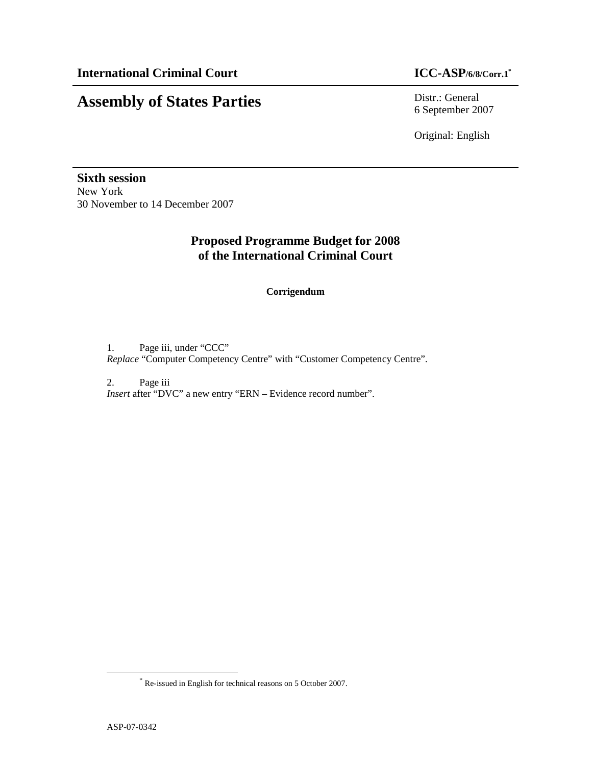**International Criminal Court** **ICC-ASP/6/8/Corr.1***

# Assembly of States Parties

Distr.: General
6 September 2007

Original: English

**Sixth session**
New York
30 November to 14 December 2007

## Proposed Programme Budget for 2008 of the International Criminal Court

**Corrigendum**

1. Page iii, under "CCC"
*Replace* "Computer Competency Centre" with "Customer Competency Centre".

2. Page iii
*Insert* after "DVC" a new entry "ERN – Evidence record number".

\* Re-issued in English for technical reasons on 5 October 2007.

ASP-07-0342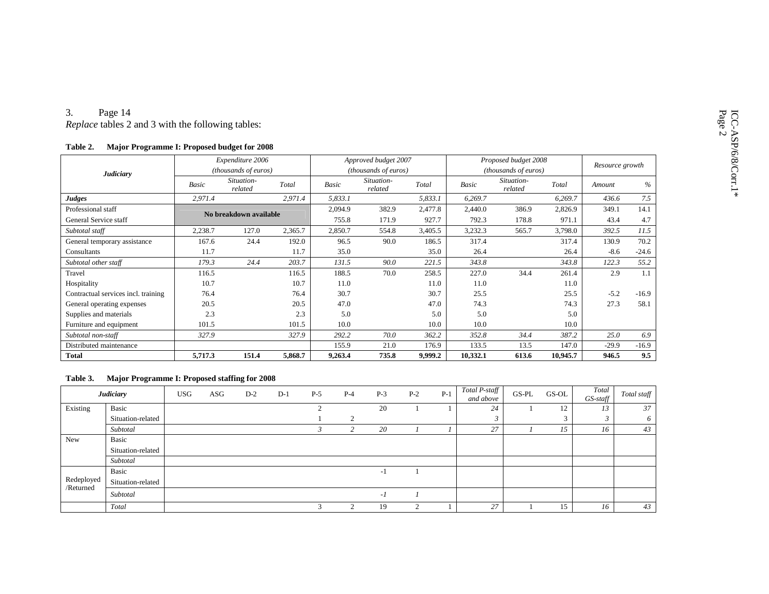3. Page 14

*Replace* tables 2 and 3 with the following tables:

**Table 2. Major Programme I: Proposed budget for 2008**

| *Judiciary* | *Expenditure 2006 (thousands of euros)* | | | *Approved budget 2007 (thousands of euros)* | | | *Proposed budget 2008 (thousands of euros)* | | | *Resource growth* | |
|---|---|---|---|---|---|---|---|---|---|---|---|
| | *Basic* | *Situation-related* | *Total* | *Basic* | *Situation-related* | *Total* | *Basic* | *Situation-related* | *Total* | *Amount* | *%* |
| ***Judges*** | *2,971.4* | | *2,971.4* | *5,833.1* | | *5,833.1* | *6,269.7* | | *6,269.7* | *436.6* | *7.5* |
| Professional staff | **No breakdown available** | | | 2,094.9 | 382.9 | 2,477.8 | 2,440.0 | 386.9 | 2,826.9 | 349.1 | 14.1 |
| General Service staff | | | | 755.8 | 171.9 | 927.7 | 792.3 | 178.8 | 971.1 | 43.4 | 4.7 |
| *Subtotal staff* | 2,238.7 | 127.0 | 2,365.7 | 2,850.7 | 554.8 | 3,405.5 | 3,232.3 | 565.7 | 3,798.0 | *392.5* | *11.5* |
| General temporary assistance | 167.6 | 24.4 | 192.0 | 96.5 | 90.0 | 186.5 | 317.4 | | 317.4 | 130.9 | 70.2 |
| Consultants | 11.7 | | 11.7 | 35.0 | | 35.0 | 26.4 | | 26.4 | -8.6 | -24.6 |
| *Subtotal other staff* | *179.3* | *24.4* | *203.7* | *131.5* | *90.0* | *221.5* | *343.8* | | *343.8* | *122.3* | *55.2* |
| Travel | 116.5 | | 116.5 | 188.5 | 70.0 | 258.5 | 227.0 | 34.4 | 261.4 | 2.9 | 1.1 |
| Hospitality | 10.7 | | 10.7 | 11.0 | | 11.0 | 11.0 | | 11.0 | | |
| Contractual services incl. training | 76.4 | | 76.4 | 30.7 | | 30.7 | 25.5 | | 25.5 | -5.2 | -16.9 |
| General operating expenses | 20.5 | | 20.5 | 47.0 | | 47.0 | 74.3 | | 74.3 | 27.3 | 58.1 |
| Supplies and materials | 2.3 | | 2.3 | 5.0 | | 5.0 | 5.0 | | 5.0 | | |
| Furniture and equipment | 101.5 | | 101.5 | 10.0 | | 10.0 | 10.0 | | 10.0 | | |
| *Subtotal non-staff* | *327.9* | | *327.9* | *292.2* | *70.0* | *362.2* | *352.8* | *34.4* | *387.2* | *25.0* | *6.9* |
| Distributed maintenance | | | | 155.9 | 21.0 | 176.9 | 133.5 | 13.5 | 147.0 | -29.9 | -16.9 |
| **Total** | **5,717.3** | **151.4** | **5,868.7** | **9,263.4** | **735.8** | **9,999.2** | **10,332.1** | **613.6** | **10,945.7** | **946.5** | **9.5** |

**Table 3. Major Programme I: Proposed staffing for 2008**

| *Judiciary* | | USG | ASG | D-2 | D-1 | P-5 | P-4 | P-3 | P-2 | P-1 | *Total P-staff and above* | GS-PL | GS-OL | *Total GS-staff* | *Total staff* |
|---|---|---|---|---|---|---|---|---|---|---|---|---|---|---|---|
| Existing | Basic | | | | | 2 | | 20 | 1 | 1 | *24* | 1 | 12 | *13* | *37* |
| | Situation-related | | | | | 1 | 2 | | | | *3* | | 3 | *3* | *6* |
| | *Subtotal* | | | | | *3* | *2* | *20* | *1* | *1* | *27* | *1* | *15* | *16* | *43* |
| New | Basic | | | | | | | | | | | | | | |
| | Situation-related | | | | | | | | | | | | | | |
| | *Subtotal* | | | | | | | | | | | | | | |
| Redeployed /Returned | Basic | | | | | | | -1 | 1 | | | | | | |
| | Situation-related | | | | | | | | | | | | | | |
| | *Subtotal* | | | | | | | *-1* | *1* | | | | | | |
| | *Total* | | | | | 3 | 2 | 19 | 2 | 1 | *27* | 1 | 15 | *16* | *43* |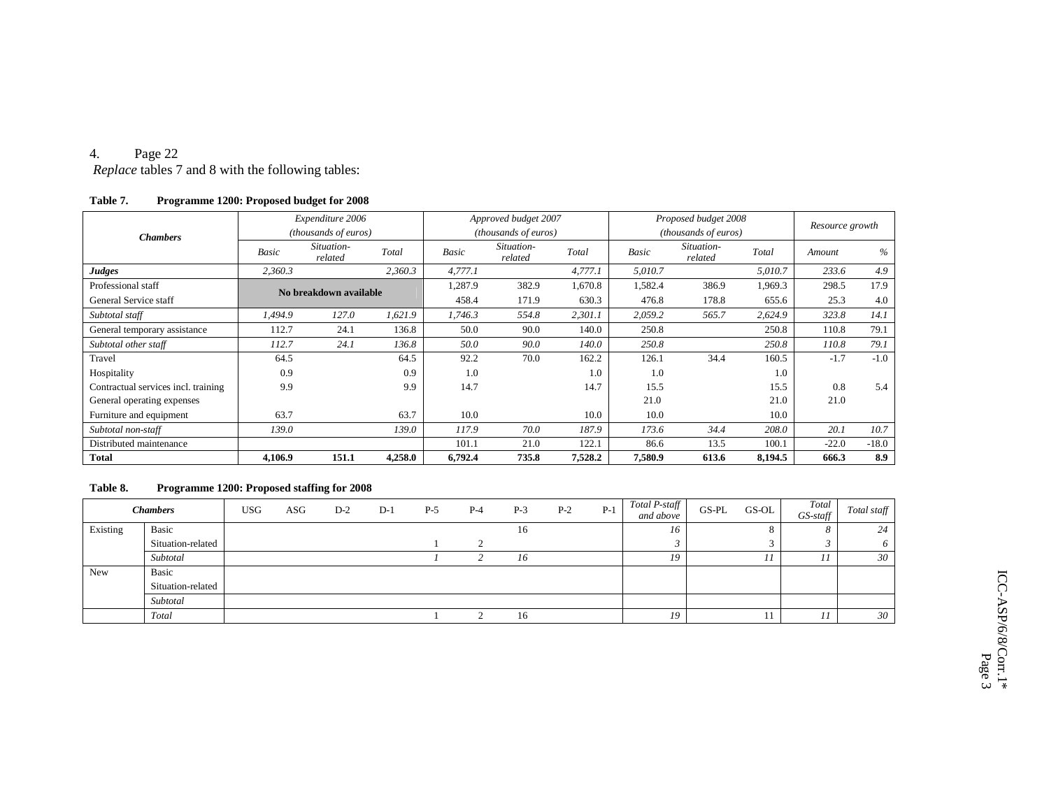4. Page 22

*Replace* tables 7 and 8 with the following tables:

**Table 7. Programme 1200: Proposed budget for 2008**

| Chambers | Expenditure 2006 (thousands of euros) | | | Approved budget 2007 (thousands of euros) | | | Proposed budget 2008 (thousands of euros) | | | Resource growth | |
|---|---|---|---|---|---|---|---|---|---|---|---|
| | Basic | Situation-related | Total | Basic | Situation-related | Total | Basic | Situation-related | Total | Amount | % |
| ***Judges*** | *2,360.3* | | *2,360.3* | *4,777.1* | | *4,777.1* | *5,010.7* | | *5,010.7* | *233.6* | *4.9* |
| Professional staff | No breakdown available | | | 1,287.9 | 382.9 | 1,670.8 | 1,582.4 | 386.9 | 1,969.3 | 298.5 | 17.9 |
| General Service staff | | | | 458.4 | 171.9 | 630.3 | 476.8 | 178.8 | 655.6 | 25.3 | 4.0 |
| *Subtotal staff* | *1,494.9* | *127.0* | *1,621.9* | *1,746.3* | *554.8* | *2,301.1* | *2,059.2* | *565.7* | *2,624.9* | *323.8* | *14.1* |
| General temporary assistance | 112.7 | 24.1 | 136.8 | 50.0 | 90.0 | 140.0 | 250.8 | | 250.8 | 110.8 | 79.1 |
| *Subtotal other staff* | *112.7* | *24.1* | *136.8* | *50.0* | *90.0* | *140.0* | *250.8* | | *250.8* | *110.8* | *79.1* |
| Travel | 64.5 | | 64.5 | 92.2 | 70.0 | 162.2 | 126.1 | 34.4 | 160.5 | -1.7 | -1.0 |
| Hospitality | 0.9 | | 0.9 | 1.0 | | 1.0 | 1.0 | | 1.0 | | |
| Contractual services incl. training | 9.9 | | 9.9 | 14.7 | | 14.7 | 15.5 | | 15.5 | 0.8 | 5.4 |
| General operating expenses | | | | | | | 21.0 | | 21.0 | 21.0 | |
| Furniture and equipment | 63.7 | | 63.7 | 10.0 | | 10.0 | 10.0 | | 10.0 | | |
| *Subtotal non-staff* | *139.0* | | *139.0* | *117.9* | *70.0* | *187.9* | *173.6* | *34.4* | *208.0* | *20.1* | *10.7* |
| Distributed maintenance | | | | 101.1 | 21.0 | 122.1 | 86.6 | 13.5 | 100.1 | -22.0 | -18.0 |
| **Total** | **4,106.9** | **151.1** | **4,258.0** | **6,792.4** | **735.8** | **7,528.2** | **7,580.9** | **613.6** | **8,194.5** | **666.3** | **8.9** |

**Table 8. Programme 1200: Proposed staffing for 2008**

| Chambers | | USG | ASG | D-2 | D-1 | P-5 | P-4 | P-3 | P-2 | P-1 | Total P-staff and above | GS-PL | GS-OL | Total GS-staff | Total staff |
|---|---|---|---|---|---|---|---|---|---|---|---|---|---|---|---|
| Existing | Basic | | | | | | | 16 | | | *16* | | 8 | *8* | *24* |
| | Situation-related | | | | | 1 | 2 | | | | *3* | | 3 | *3* | *6* |
| | *Subtotal* | | | | | *1* | *2* | *16* | | | *19* | | *11* | *11* | *30* |
| New | Basic | | | | | | | | | | | | | | |
| | Situation-related | | | | | | | | | | | | | | |
| | *Subtotal* | | | | | | | | | | | | | | |
| | *Total* | | | | | 1 | 2 | 16 | | | *19* | | 11 | *11* | *30* |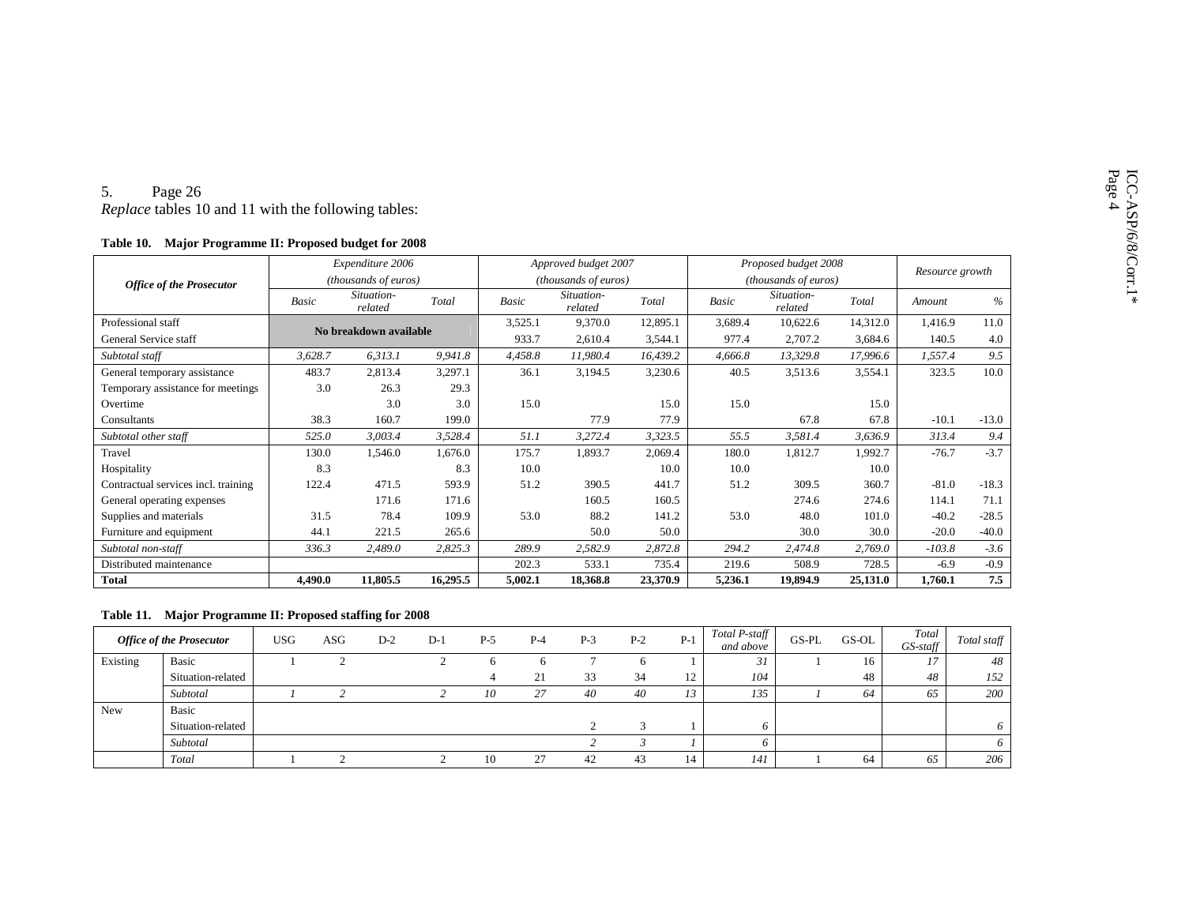5. Page 26

*Replace* tables 10 and 11 with the following tables:

**Table 10. Major Programme II: Proposed budget for 2008**

| *Office of the Prosecutor* | *Expenditure 2006 (thousands of euros)* | | | *Approved budget 2007 (thousands of euros)* | | | *Proposed budget 2008 (thousands of euros)* | | | *Resource growth* | |
|---|---|---|---|---|---|---|---|---|---|---|---|
| | *Basic* | *Situation-related* | *Total* | *Basic* | *Situation-related* | *Total* | *Basic* | *Situation-related* | *Total* | *Amount* | *%* |
| Professional staff | **No breakdown available** | | | 3,525.1 | 9,370.0 | 12,895.1 | 3,689.4 | 10,622.6 | 14,312.0 | 1,416.9 | 11.0 |
| General Service staff | | | | 933.7 | 2,610.4 | 3,544.1 | 977.4 | 2,707.2 | 3,684.6 | 140.5 | 4.0 |
| *Subtotal staff* | *3,628.7* | *6,313.1* | *9,941.8* | *4,458.8* | *11,980.4* | *16,439.2* | *4,666.8* | *13,329.8* | *17,996.6* | *1,557.4* | *9.5* |
| General temporary assistance | 483.7 | 2,813.4 | 3,297.1 | 36.1 | 3,194.5 | 3,230.6 | 40.5 | 3,513.6 | 3,554.1 | 323.5 | 10.0 |
| Temporary assistance for meetings | 3.0 | 26.3 | 29.3 | | | | | | | | |
| Overtime | | 3.0 | 3.0 | 15.0 | | 15.0 | 15.0 | | 15.0 | | |
| Consultants | 38.3 | 160.7 | 199.0 | | 77.9 | 77.9 | | 67.8 | 67.8 | -10.1 | -13.0 |
| *Subtotal other staff* | *525.0* | *3,003.4* | *3,528.4* | *51.1* | *3,272.4* | *3,323.5* | *55.5* | *3,581.4* | *3,636.9* | *313.4* | *9.4* |
| Travel | 130.0 | 1,546.0 | 1,676.0 | 175.7 | 1,893.7 | 2,069.4 | 180.0 | 1,812.7 | 1,992.7 | -76.7 | -3.7 |
| Hospitality | 8.3 | | 8.3 | 10.0 | | 10.0 | 10.0 | | 10.0 | | |
| Contractual services incl. training | 122.4 | 471.5 | 593.9 | 51.2 | 390.5 | 441.7 | 51.2 | 309.5 | 360.7 | -81.0 | -18.3 |
| General operating expenses | | 171.6 | 171.6 | | 160.5 | 160.5 | | 274.6 | 274.6 | 114.1 | 71.1 |
| Supplies and materials | 31.5 | 78.4 | 109.9 | 53.0 | 88.2 | 141.2 | 53.0 | 48.0 | 101.0 | -40.2 | -28.5 |
| Furniture and equipment | 44.1 | 221.5 | 265.6 | | 50.0 | 50.0 | | 30.0 | 30.0 | -20.0 | -40.0 |
| *Subtotal non-staff* | *336.3* | *2,489.0* | *2,825.3* | *289.9* | *2,582.9* | *2,872.8* | *294.2* | *2,474.8* | *2,769.0* | *-103.8* | *-3.6* |
| Distributed maintenance | | | | 202.3 | 533.1 | 735.4 | 219.6 | 508.9 | 728.5 | -6.9 | -0.9 |
| **Total** | **4,490.0** | **11,805.5** | **16,295.5** | **5,002.1** | **18,368.8** | **23,370.9** | **5,236.1** | **19,894.9** | **25,131.0** | **1,760.1** | **7.5** |

**Table 11. Major Programme II: Proposed staffing for 2008**

| *Office of the Prosecutor* | | USG | ASG | D-2 | D-1 | P-5 | P-4 | P-3 | P-2 | P-1 | *Total P-staff and above* | GS-PL | GS-OL | *Total GS-staff* | *Total staff* |
|---|---|---|---|---|---|---|---|---|---|---|---|---|---|---|---|
| Existing | Basic | 1 | 2 | | 2 | 6 | 6 | 7 | 6 | 1 | *31* | 1 | 16 | *17* | *48* |
| | Situation-related | | | | | 4 | 21 | 33 | 34 | 12 | *104* | | 48 | *48* | *152* |
| | *Subtotal* | *1* | *2* | | *2* | *10* | *27* | *40* | *40* | *13* | *135* | *1* | *64* | *65* | *200* |
| New | Basic | | | | | | | | | | | | | | |
| | Situation-related | | | | | | | 2 | 3 | 1 | *6* | | | | *6* |
| | *Subtotal* | | | | | | | *2* | *3* | *1* | *6* | | | | *6* |
| | *Total* | 1 | 2 | | 2 | 10 | 27 | 42 | 43 | 14 | *141* | 1 | 64 | *65* | *206* |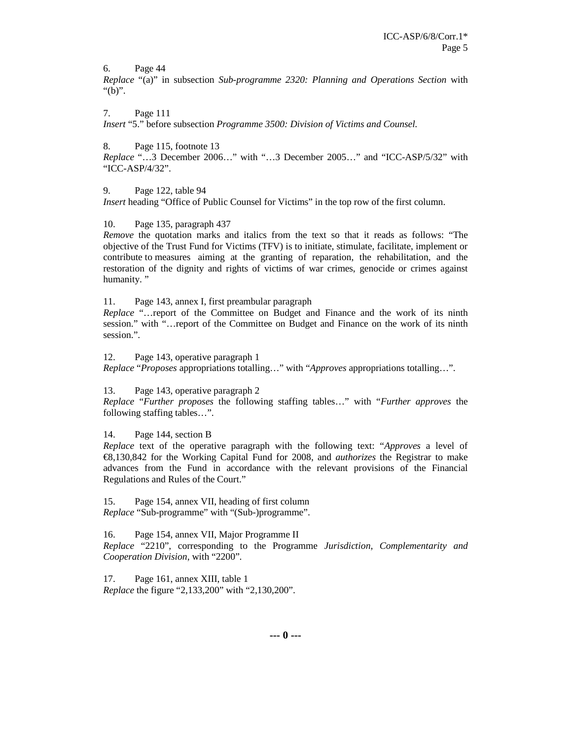6. Page 44
*Replace* "(a)" in subsection *Sub-programme 2320: Planning and Operations Section* with "(b)".

7. Page 111
*Insert* "5." before subsection *Programme 3500: Division of Victims and Counsel.*

8. Page 115, footnote 13
*Replace* "…3 December 2006…" with "…3 December 2005…" and "ICC-ASP/5/32" with "ICC-ASP/4/32".

9. Page 122, table 94
*Insert* heading "Office of Public Counsel for Victims" in the top row of the first column.

10. Page 135, paragraph 437
*Remove* the quotation marks and italics from the text so that it reads as follows: "The objective of the Trust Fund for Victims (TFV) is to initiate, stimulate, facilitate, implement or contribute to measures aiming at the granting of reparation, the rehabilitation, and the restoration of the dignity and rights of victims of war crimes, genocide or crimes against humanity. "

11. Page 143, annex I, first preambular paragraph
*Replace* "…report of the Committee on Budget and Finance and the work of its ninth session." with "…report of the Committee on Budget and Finance on the work of its ninth session.".

12. Page 143, operative paragraph 1
*Replace* "*Proposes* appropriations totalling…" with "*Approves* appropriations totalling…".

13. Page 143, operative paragraph 2
*Replace* "*Further proposes* the following staffing tables…" with "*Further approves* the following staffing tables…".

14. Page 144, section B
*Replace* text of the operative paragraph with the following text: "*Approves* a level of €8,130,842 for the Working Capital Fund for 2008, and *authorizes* the Registrar to make advances from the Fund in accordance with the relevant provisions of the Financial Regulations and Rules of the Court."

15. Page 154, annex VII, heading of first column
*Replace* "Sub-programme" with "(Sub-)programme".

16. Page 154, annex VII, Major Programme II
*Replace* "2210", corresponding to the Programme *Jurisdiction, Complementarity and Cooperation Division*, with "2200".

17. Page 161, annex XIII, table 1
*Replace* the figure "2,133,200" with "2,130,200".

--- 0 ---